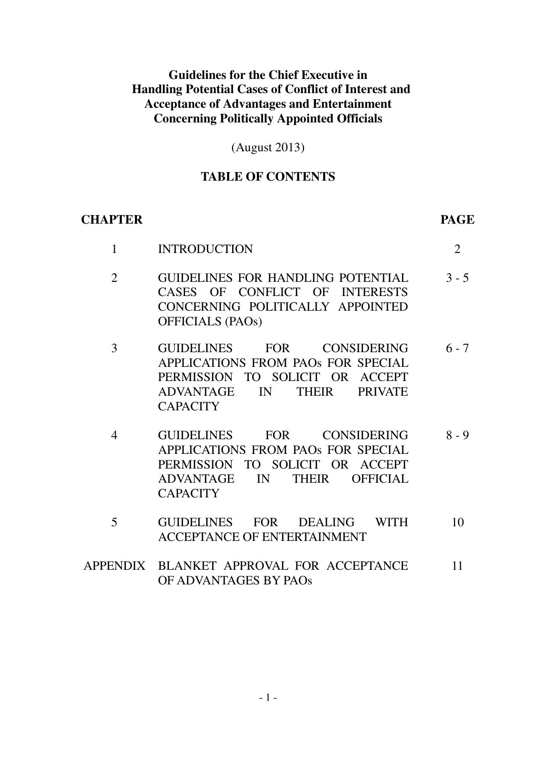# Guidelines for the Chief Executive in Handling Potential Cases of Conflict of Interest and Acceptance of Advantages and Entertainment Concerning Politically Appointed Officials

(August 2013)

## TABLE OF CONTENTS

| CHAPTER | | PAGE |
|---|---|---|
| 1 | INTRODUCTION | 2 |
| 2 | GUIDELINES FOR HANDLING POTENTIAL CASES OF CONFLICT OF INTERESTS CONCERNING POLITICALLY APPOINTED OFFICIALS (PAOs) | 3 - 5 |
| 3 | GUIDELINES FOR CONSIDERING APPLICATIONS FROM PAOs FOR SPECIAL PERMISSION TO SOLICIT OR ACCEPT ADVANTAGE IN THEIR PRIVATE CAPACITY | 6 - 7 |
| 4 | GUIDELINES FOR CONSIDERING APPLICATIONS FROM PAOs FOR SPECIAL PERMISSION TO SOLICIT OR ACCEPT ADVANTAGE IN THEIR OFFICIAL CAPACITY | 8 - 9 |
| 5 | GUIDELINES FOR DEALING WITH ACCEPTANCE OF ENTERTAINMENT | 10 |
| APPENDIX | BLANKET APPROVAL FOR ACCEPTANCE OF ADVANTAGES BY PAOs | 11 |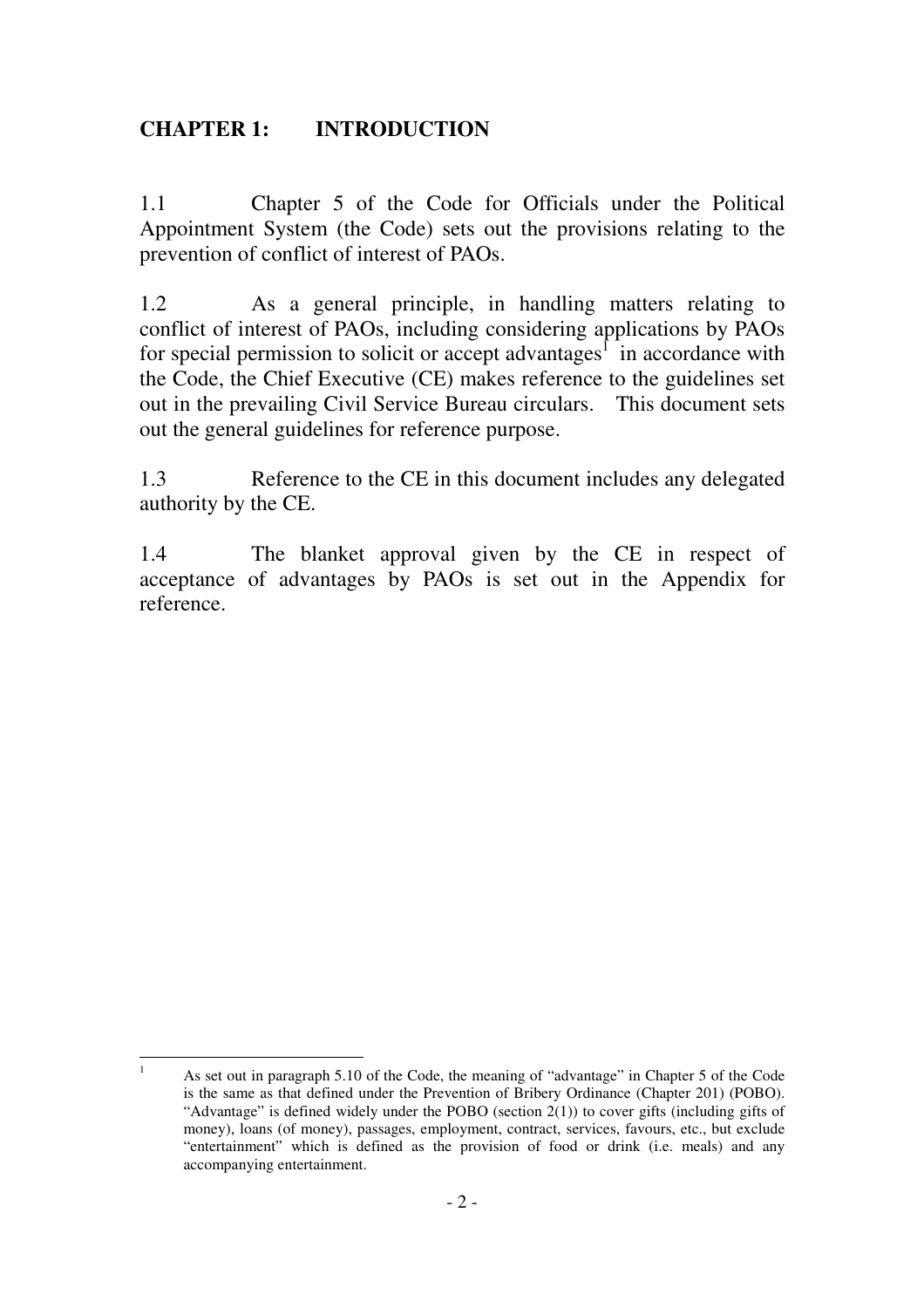## CHAPTER 1: INTRODUCTION

1.1 Chapter 5 of the Code for Officials under the Political Appointment System (the Code) sets out the provisions relating to the prevention of conflict of interest of PAOs.

1.2 As a general principle, in handling matters relating to conflict of interest of PAOs, including considering applications by PAOs for special permission to solicit or accept advantages[1] in accordance with the Code, the Chief Executive (CE) makes reference to the guidelines set out in the prevailing Civil Service Bureau circulars. This document sets out the general guidelines for reference purpose.

1.3 Reference to the CE in this document includes any delegated authority by the CE.

1.4 The blanket approval given by the CE in respect of acceptance of advantages by PAOs is set out in the Appendix for reference.

---

[1] As set out in paragraph 5.10 of the Code, the meaning of "advantage" in Chapter 5 of the Code is the same as that defined under the Prevention of Bribery Ordinance (Chapter 201) (POBO). "Advantage" is defined widely under the POBO (section 2(1)) to cover gifts (including gifts of money), loans (of money), passages, employment, contract, services, favours, etc., but exclude "entertainment" which is defined as the provision of food or drink (i.e. meals) and any accompanying entertainment.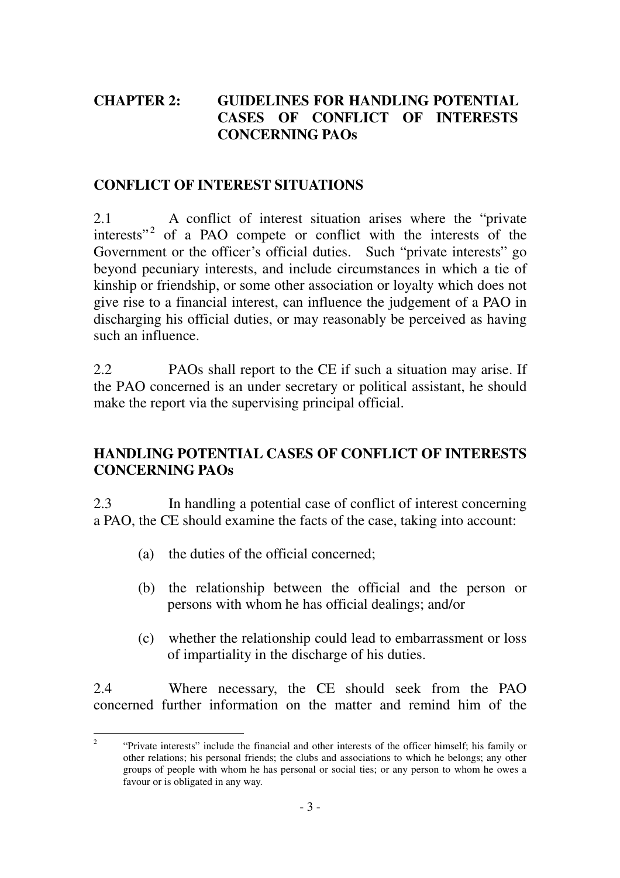## CHAPTER 2: GUIDELINES FOR HANDLING POTENTIAL CASES OF CONFLICT OF INTERESTS CONCERNING PAOs

### CONFLICT OF INTEREST SITUATIONS

2.1 A conflict of interest situation arises where the "private interests"[2] of a PAO compete or conflict with the interests of the Government or the officer's official duties. Such "private interests" go beyond pecuniary interests, and include circumstances in which a tie of kinship or friendship, or some other association or loyalty which does not give rise to a financial interest, can influence the judgement of a PAO in discharging his official duties, or may reasonably be perceived as having such an influence.

2.2 PAOs shall report to the CE if such a situation may arise. If the PAO concerned is an under secretary or political assistant, he should make the report via the supervising principal official.

### HANDLING POTENTIAL CASES OF CONFLICT OF INTERESTS CONCERNING PAOs

2.3 In handling a potential case of conflict of interest concerning a PAO, the CE should examine the facts of the case, taking into account:

(a) the duties of the official concerned;

(b) the relationship between the official and the person or persons with whom he has official dealings; and/or

(c) whether the relationship could lead to embarrassment or loss of impartiality in the discharge of his duties.

2.4 Where necessary, the CE should seek from the PAO concerned further information on the matter and remind him of the

---

[2] "Private interests" include the financial and other interests of the officer himself; his family or other relations; his personal friends; the clubs and associations to which he belongs; any other groups of people with whom he has personal or social ties; or any person to whom he owes a favour or is obligated in any way.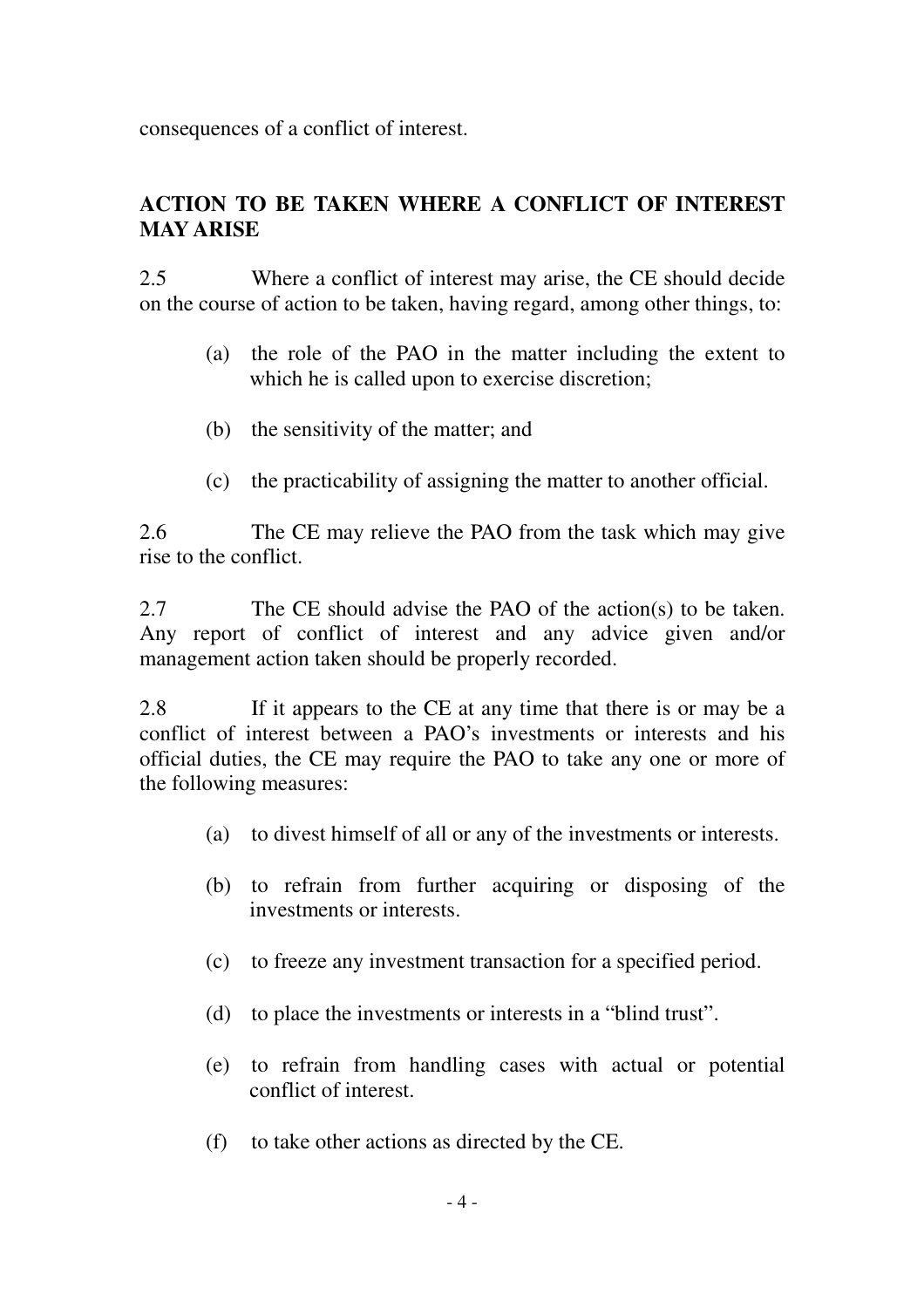consequences of a conflict of interest.

## ACTION TO BE TAKEN WHERE A CONFLICT OF INTEREST MAY ARISE

2.5 Where a conflict of interest may arise, the CE should decide on the course of action to be taken, having regard, among other things, to:

(a) the role of the PAO in the matter including the extent to which he is called upon to exercise discretion;

(b) the sensitivity of the matter; and

(c) the practicability of assigning the matter to another official.

2.6 The CE may relieve the PAO from the task which may give rise to the conflict.

2.7 The CE should advise the PAO of the action(s) to be taken. Any report of conflict of interest and any advice given and/or management action taken should be properly recorded.

2.8 If it appears to the CE at any time that there is or may be a conflict of interest between a PAO's investments or interests and his official duties, the CE may require the PAO to take any one or more of the following measures:

(a) to divest himself of all or any of the investments or interests.

(b) to refrain from further acquiring or disposing of the investments or interests.

(c) to freeze any investment transaction for a specified period.

(d) to place the investments or interests in a "blind trust".

(e) to refrain from handling cases with actual or potential conflict of interest.

(f) to take other actions as directed by the CE.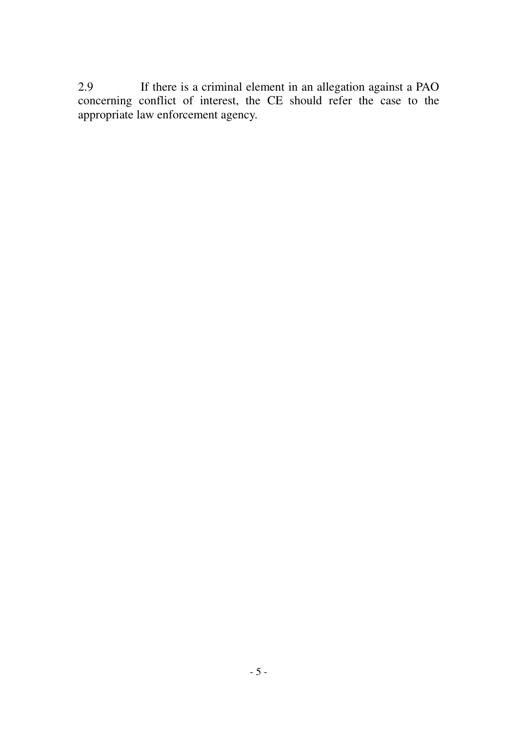2.9 If there is a criminal element in an allegation against a PAO concerning conflict of interest, the CE should refer the case to the appropriate law enforcement agency.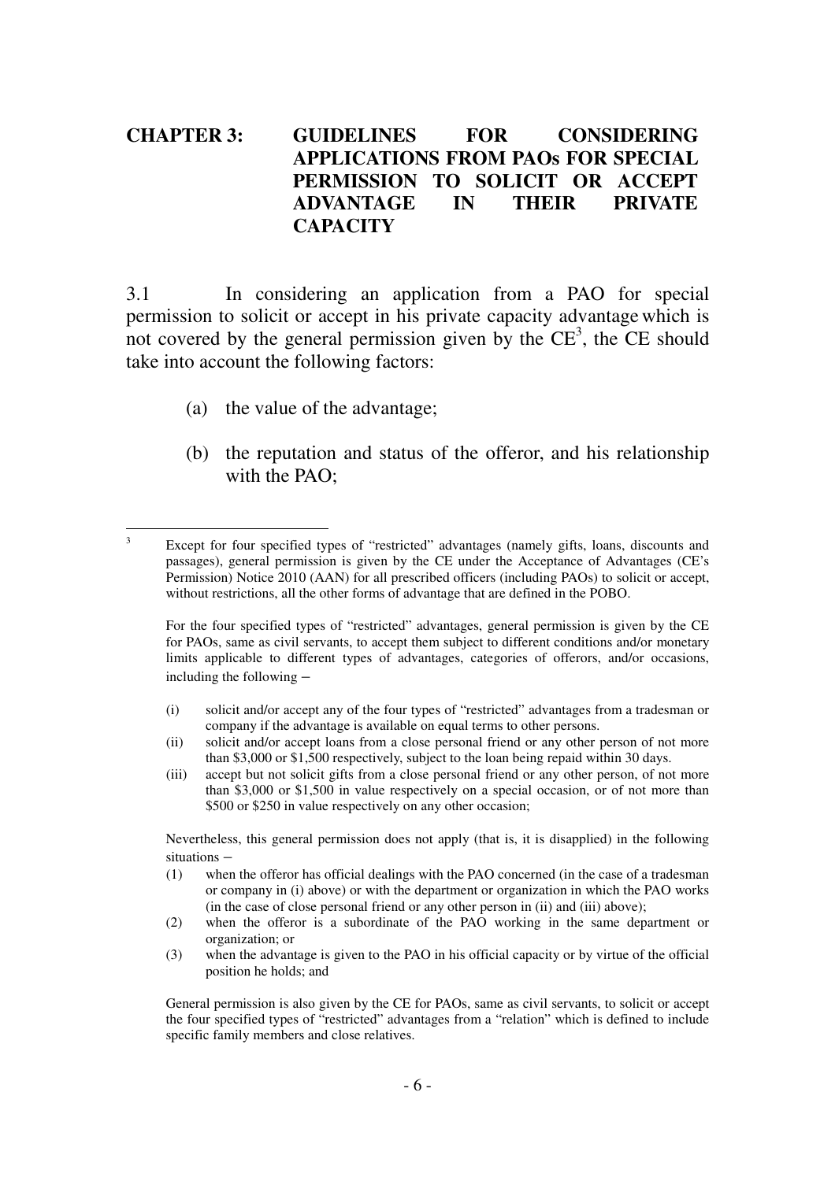## CHAPTER 3: GUIDELINES FOR CONSIDERING APPLICATIONS FROM PAOs FOR SPECIAL PERMISSION TO SOLICIT OR ACCEPT ADVANTAGE IN THEIR PRIVATE CAPACITY

3.1 In considering an application from a PAO for special permission to solicit or accept in his private capacity advantage which is not covered by the general permission given by the CE[3], the CE should take into account the following factors:

(a) the value of the advantage;

(b) the reputation and status of the offeror, and his relationship with the PAO;

---

[3] Except for four specified types of "restricted" advantages (namely gifts, loans, discounts and passages), general permission is given by the CE under the Acceptance of Advantages (CE's Permission) Notice 2010 (AAN) for all prescribed officers (including PAOs) to solicit or accept, without restrictions, all the other forms of advantage that are defined in the POBO.

For the four specified types of "restricted" advantages, general permission is given by the CE for PAOs, same as civil servants, to accept them subject to different conditions and/or monetary limits applicable to different types of advantages, categories of offerors, and/or occasions, including the following –

(i) solicit and/or accept any of the four types of "restricted" advantages from a tradesman or company if the advantage is available on equal terms to other persons.

(ii) solicit and/or accept loans from a close personal friend or any other person of not more than $3,000 or $1,500 respectively, subject to the loan being repaid within 30 days.

(iii) accept but not solicit gifts from a close personal friend or any other person, of not more than $3,000 or $1,500 in value respectively on a special occasion, or of not more than $500 or $250 in value respectively on any other occasion;

Nevertheless, this general permission does not apply (that is, it is disapplied) in the following situations –

(1) when the offeror has official dealings with the PAO concerned (in the case of a tradesman or company in (i) above) or with the department or organization in which the PAO works (in the case of close personal friend or any other person in (ii) and (iii) above);

(2) when the offeror is a subordinate of the PAO working in the same department or organization; or

(3) when the advantage is given to the PAO in his official capacity or by virtue of the official position he holds; and

General permission is also given by the CE for PAOs, same as civil servants, to solicit or accept the four specified types of "restricted" advantages from a "relation" which is defined to include specific family members and close relatives.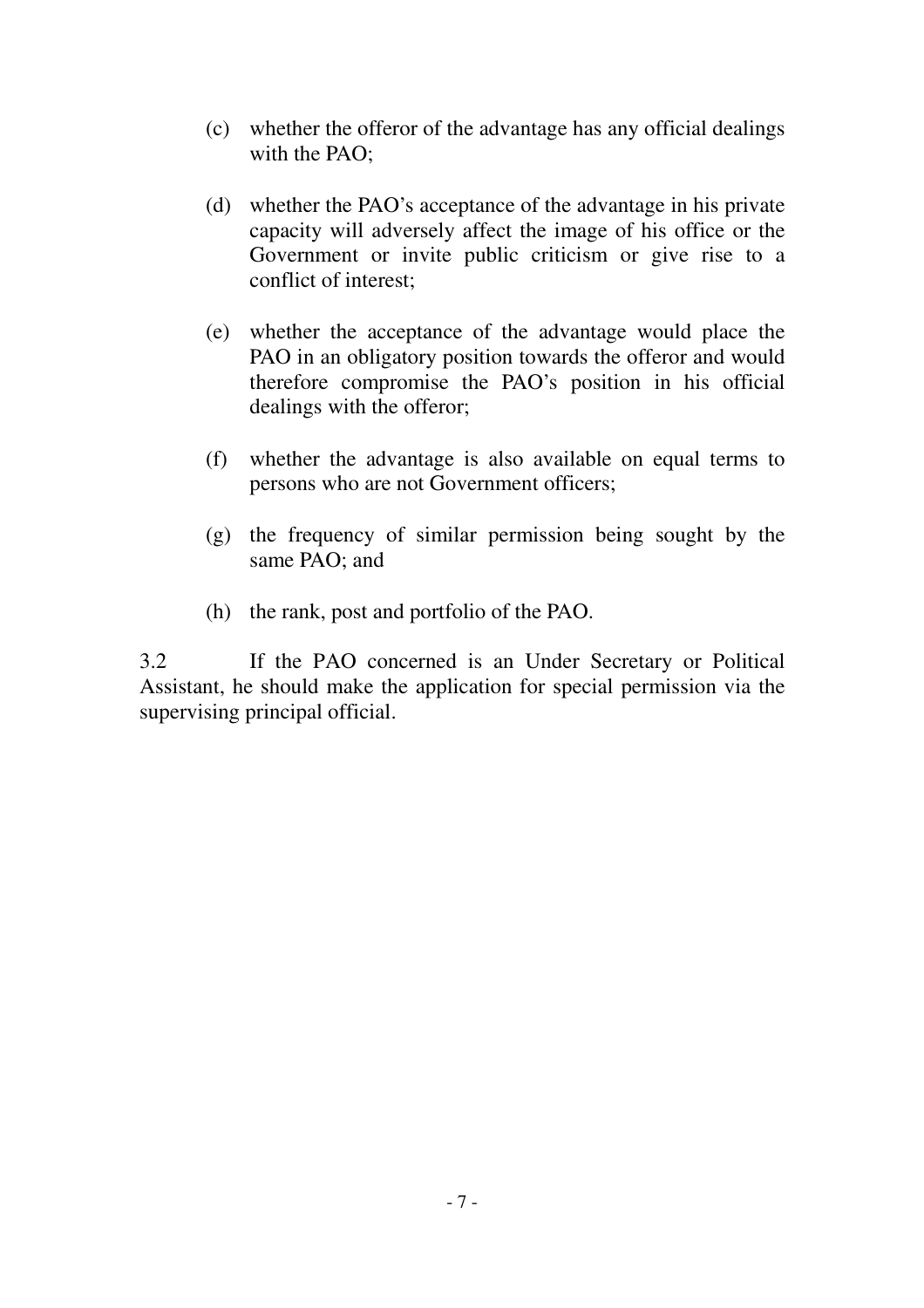(c) whether the offeror of the advantage has any official dealings with the PAO;

(d) whether the PAO's acceptance of the advantage in his private capacity will adversely affect the image of his office or the Government or invite public criticism or give rise to a conflict of interest;

(e) whether the acceptance of the advantage would place the PAO in an obligatory position towards the offeror and would therefore compromise the PAO's position in his official dealings with the offeror;

(f) whether the advantage is also available on equal terms to persons who are not Government officers;

(g) the frequency of similar permission being sought by the same PAO; and

(h) the rank, post and portfolio of the PAO.

3.2 If the PAO concerned is an Under Secretary or Political Assistant, he should make the application for special permission via the supervising principal official.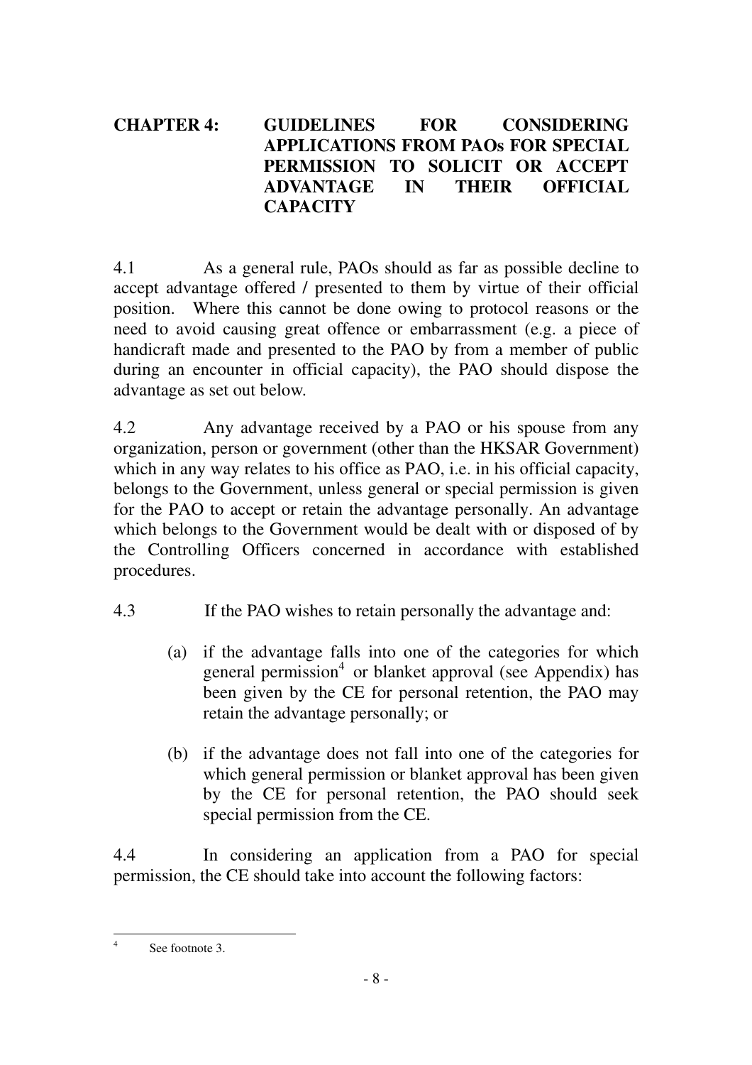## CHAPTER 4: GUIDELINES FOR CONSIDERING APPLICATIONS FROM PAOs FOR SPECIAL PERMISSION TO SOLICIT OR ACCEPT ADVANTAGE IN THEIR OFFICIAL CAPACITY

4.1 As a general rule, PAOs should as far as possible decline to accept advantage offered / presented to them by virtue of their official position. Where this cannot be done owing to protocol reasons or the need to avoid causing great offence or embarrassment (e.g. a piece of handicraft made and presented to the PAO by from a member of public during an encounter in official capacity), the PAO should dispose the advantage as set out below.

4.2 Any advantage received by a PAO or his spouse from any organization, person or government (other than the HKSAR Government) which in any way relates to his office as PAO, i.e. in his official capacity, belongs to the Government, unless general or special permission is given for the PAO to accept or retain the advantage personally. An advantage which belongs to the Government would be dealt with or disposed of by the Controlling Officers concerned in accordance with established procedures.

4.3 If the PAO wishes to retain personally the advantage and:

(a) if the advantage falls into one of the categories for which general permission[4] or blanket approval (see Appendix) has been given by the CE for personal retention, the PAO may retain the advantage personally; or

(b) if the advantage does not fall into one of the categories for which general permission or blanket approval has been given by the CE for personal retention, the PAO should seek special permission from the CE.

4.4 In considering an application from a PAO for special permission, the CE should take into account the following factors:

[4] See footnote 3.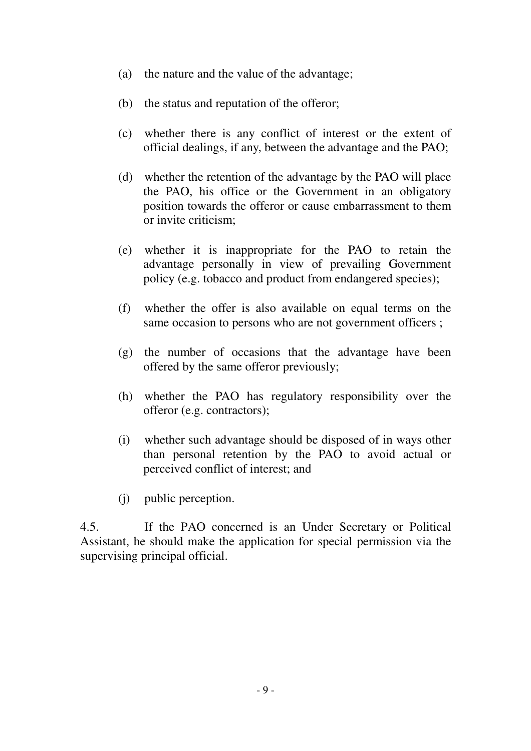(a) the nature and the value of the advantage;

(b) the status and reputation of the offeror;

(c) whether there is any conflict of interest or the extent of official dealings, if any, between the advantage and the PAO;

(d) whether the retention of the advantage by the PAO will place the PAO, his office or the Government in an obligatory position towards the offeror or cause embarrassment to them or invite criticism;

(e) whether it is inappropriate for the PAO to retain the advantage personally in view of prevailing Government policy (e.g. tobacco and product from endangered species);

(f) whether the offer is also available on equal terms on the same occasion to persons who are not government officers ;

(g) the number of occasions that the advantage have been offered by the same offeror previously;

(h) whether the PAO has regulatory responsibility over the offeror (e.g. contractors);

(i) whether such advantage should be disposed of in ways other than personal retention by the PAO to avoid actual or perceived conflict of interest; and

(j) public perception.

4.5. If the PAO concerned is an Under Secretary or Political Assistant, he should make the application for special permission via the supervising principal official.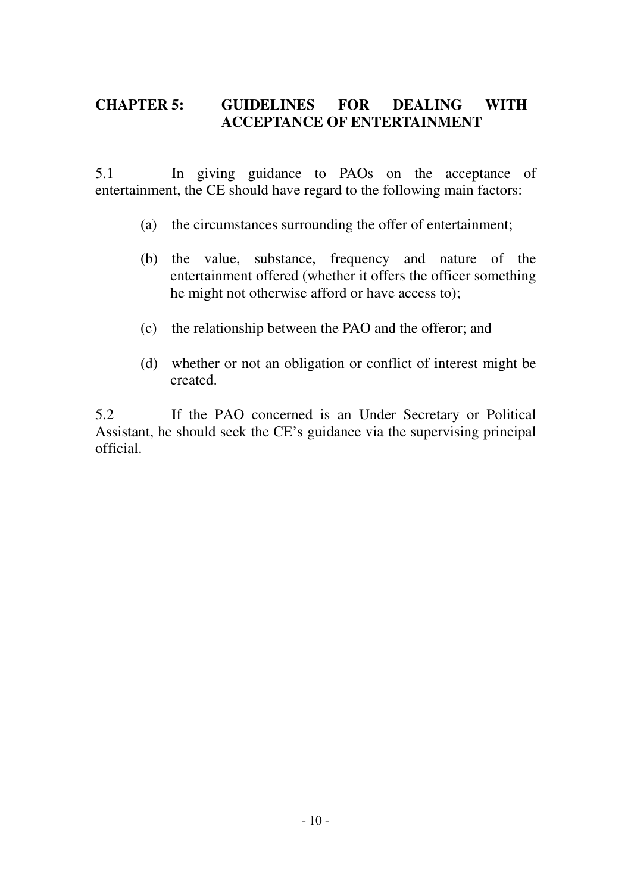## CHAPTER 5: GUIDELINES FOR DEALING WITH ACCEPTANCE OF ENTERTAINMENT

5.1 In giving guidance to PAOs on the acceptance of entertainment, the CE should have regard to the following main factors:

(a) the circumstances surrounding the offer of entertainment;

(b) the value, substance, frequency and nature of the entertainment offered (whether it offers the officer something he might not otherwise afford or have access to);

(c) the relationship between the PAO and the offeror; and

(d) whether or not an obligation or conflict of interest might be created.

5.2 If the PAO concerned is an Under Secretary or Political Assistant, he should seek the CE's guidance via the supervising principal official.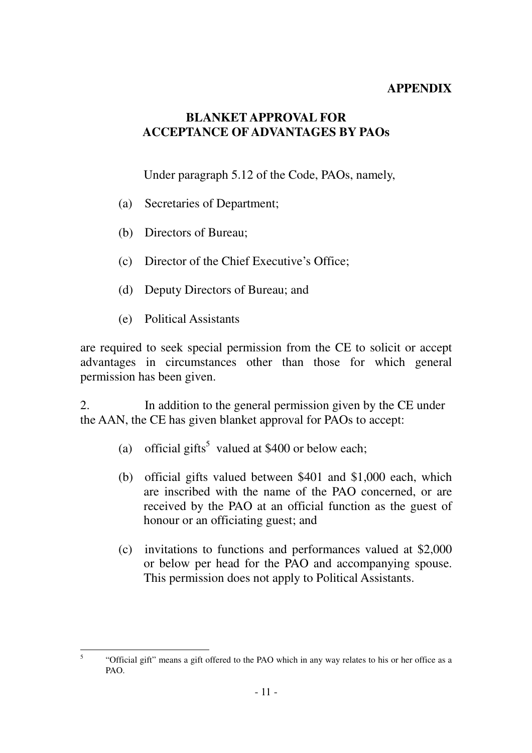**APPENDIX**

## BLANKET APPROVAL FOR ACCEPTANCE OF ADVANTAGES BY PAOs

Under paragraph 5.12 of the Code, PAOs, namely,

(a) Secretaries of Department;

(b) Directors of Bureau;

(c) Director of the Chief Executive's Office;

(d) Deputy Directors of Bureau; and

(e) Political Assistants

are required to seek special permission from the CE to solicit or accept advantages in circumstances other than those for which general permission has been given.

2. In addition to the general permission given by the CE under the AAN, the CE has given blanket approval for PAOs to accept:

(a) official gifts[5] valued at $400 or below each;

(b) official gifts valued between $401 and $1,000 each, which are inscribed with the name of the PAO concerned, or are received by the PAO at an official function as the guest of honour or an officiating guest; and

(c) invitations to functions and performances valued at $2,000 or below per head for the PAO and accompanying spouse. This permission does not apply to Political Assistants.

---

[5] "Official gift" means a gift offered to the PAO which in any way relates to his or her office as a PAO.